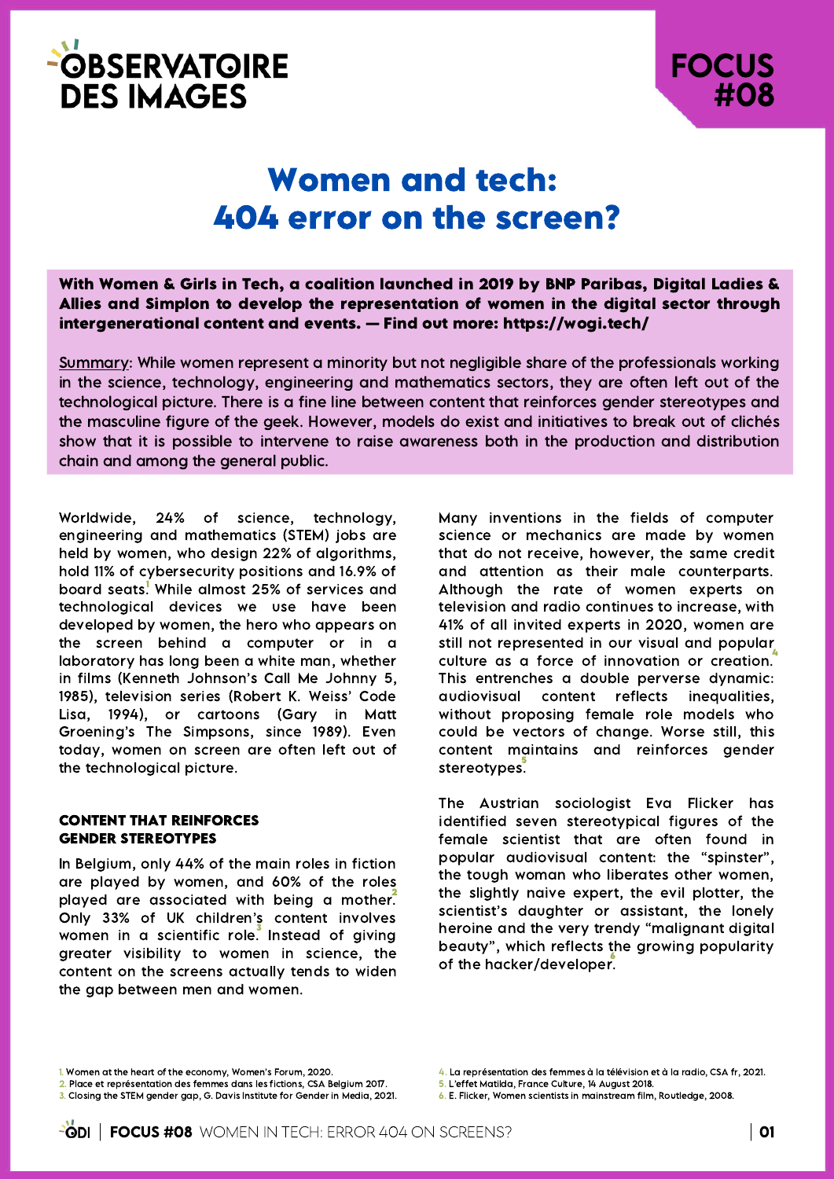OBSERVATOIRE DES IMAGES

FOCUS #08

# Women and tech: 404 error on the screen?

**With Women & Girls in Tech, a coalition launched in 2019 by BNP Paribas, Digital Ladies & Allies and Simplon to develop the representation of women in the digital sector through intergenerational content and events. — Find out more: https://wogi.tech/**

Summary: While women represent a minority but not negligible share of the professionals working in the science, technology, engineering and mathematics sectors, they are often left out of the technological picture. There is a fine line between content that reinforces gender stereotypes and the masculine figure of the geek. However, models do exist and initiatives to break out of clichés show that it is possible to intervene to raise awareness both in the production and distribution chain and among the general public.

Worldwide, 24% of science, technology, engineering and mathematics (STEM) jobs are held by women, who design 22% of algorithms, hold 11% of cybersecurity positions and 16.9% of board seats[1]. While almost 25% of services and technological devices we use have been developed by women, the hero who appears on the screen behind a computer or in a laboratory has long been a white man, whether in films (Kenneth Johnson's Call Me Johnny 5, 1985), television series (Robert K. Weiss' Code Lisa, 1994), or cartoons (Gary in Matt Groening's The Simpsons, since 1989). Even today, women on screen are often left out of the technological picture.

## CONTENT THAT REINFORCES GENDER STEREOTYPES

In Belgium, only 44% of the main roles in fiction are played by women, and 60% of the roles played are associated with being a mother[2]. Only 33% of UK children's content involves women in a scientific role[3]. Instead of giving greater visibility to women in science, the content on the screens actually tends to widen the gap between men and women.

Many inventions in the fields of computer science or mechanics are made by women that do not receive, however, the same credit and attention as their male counterparts. Although the rate of women experts on television and radio continues to increase, with 41% of all invited experts in 2020, women are still not represented in our visual and popular culture as a force of innovation or creation[4]. This entrenches a double perverse dynamic: audiovisual content reflects inequalities, without proposing female role models who could be vectors of change. Worse still, this content maintains and reinforces gender stereotypes[5].

The Austrian sociologist Eva Flicker has identified seven stereotypical figures of the female scientist that are often found in popular audiovisual content: the "spinster", the tough woman who liberates other women, the slightly naive expert, the evil plotter, the scientist's daughter or assistant, the lonely heroine and the very trendy "malignant digital beauty", which reflects the growing popularity of the hacker/developer[6].

1. Women at the heart of the economy, Women's Forum, 2020.
2. Place et représentation des femmes dans les fictions, CSA Belgium 2017.
3. Closing the STEM gender gap, G. Davis Institute for Gender in Media, 2021.
4. La représentation des femmes à la télévision et à la radio, CSA fr, 2021.
5. L'effet Matilda, France Culture, 14 August 2018.
6. E. Flicker, Women scientists in mainstream film, Routledge, 2008.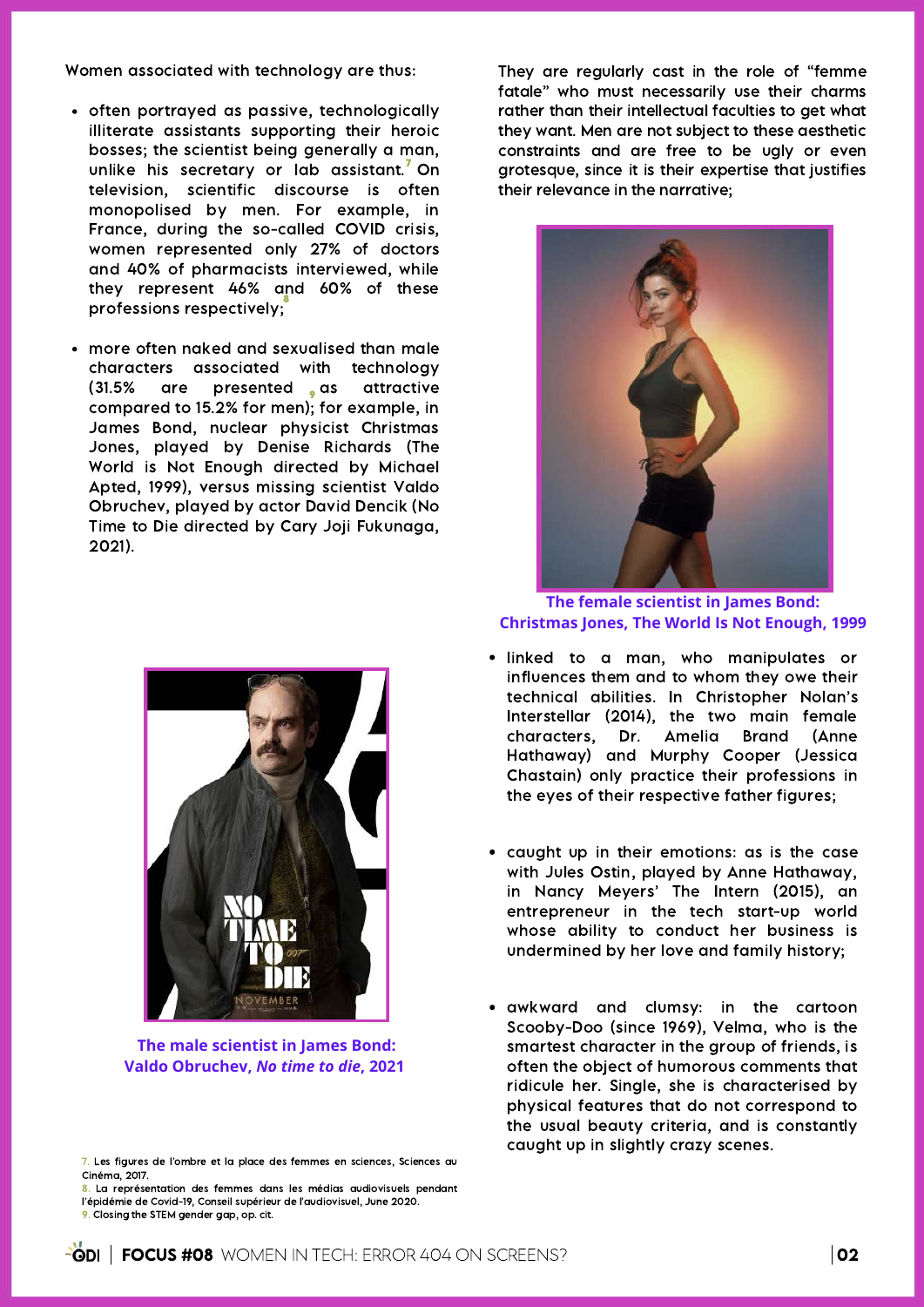Women associated with technology are thus:

- often portrayed as passive, technologically illiterate assistants supporting their heroic bosses; the scientist being generally a man, unlike his secretary or lab assistant.[7] On television, scientific discourse is often monopolised by men. For example, in France, during the so-called COVID crisis, women represented only 27% of doctors and 40% of pharmacists interviewed, while they represent 46% and 60% of these professions respectively;[8]

- more often naked and sexualised than male characters associated with technology (31.5% are presented as attractive compared to 15.2% for men);[9] for example, in James Bond, nuclear physicist Christmas Jones, played by Denise Richards (The World is Not Enough directed by Michael Apted, 1999), versus missing scientist Valdo Obruchev, played by actor David Dencik (No Time to Die directed by Cary Joji Fukunaga, 2021).

The male scientist in James Bond: Valdo Obruchev, *No time to die*, 2021

They are regularly cast in the role of "femme fatale" who must necessarily use their charms rather than their intellectual faculties to get what they want. Men are not subject to these aesthetic constraints and are free to be ugly or even grotesque, since it is their expertise that justifies their relevance in the narrative;

The female scientist in James Bond: Christmas Jones, The World Is Not Enough, 1999

- linked to a man, who manipulates or influences them and to whom they owe their technical abilities. In Christopher Nolan's Interstellar (2014), the two main female characters, Dr. Amelia Brand (Anne Hathaway) and Murphy Cooper (Jessica Chastain) only practice their professions in the eyes of their respective father figures;

- caught up in their emotions: as is the case with Jules Ostin, played by Anne Hathaway, in Nancy Meyers' The Intern (2015), an entrepreneur in the tech start-up world whose ability to conduct her business is undermined by her love and family history;

- awkward and clumsy: in the cartoon Scooby-Doo (since 1969), Velma, who is the smartest character in the group of friends, is often the object of humorous comments that ridicule her. Single, she is characterised by physical features that do not correspond to the usual beauty criteria, and is constantly caught up in slightly crazy scenes.

7. Les figures de l'ombre et la place des femmes en sciences, Sciences au Cinéma, 2017.
8. La représentation des femmes dans les médias audiovisuels pendant l'épidémie de Covid-19, Conseil supérieur de l'audiovisuel, June 2020.
9. Closing the STEM gender gap, op. cit.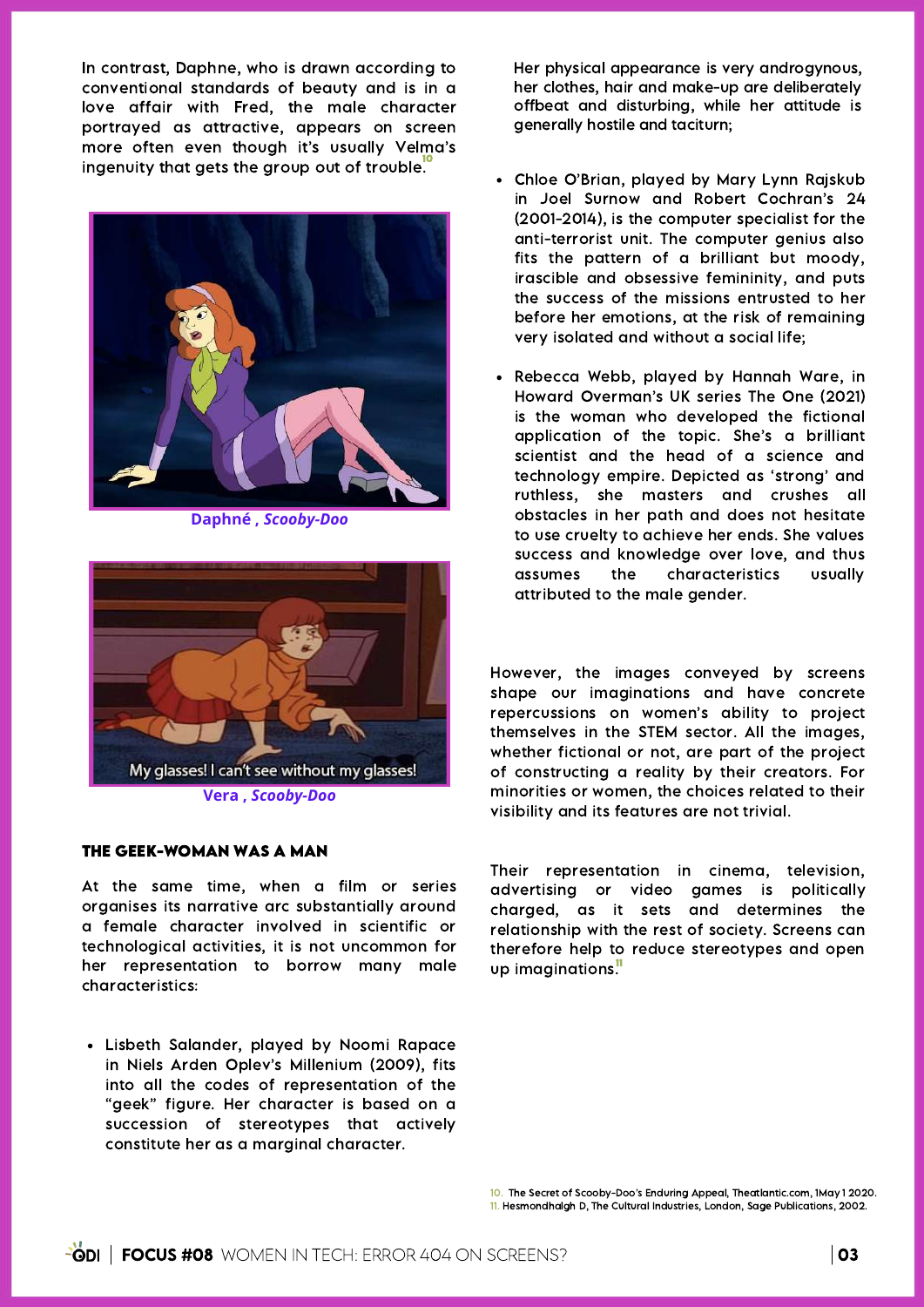In contrast, Daphne, who is drawn according to conventional standards of beauty and is in a love affair with Fred, the male character portrayed as attractive, appears on screen more often even though it's usually Velma's ingenuity that gets the group out of trouble.[10]

Daphné , *Scooby-Doo*

Vera , *Scooby-Doo*

### THE GEEK-WOMAN WAS A MAN

At the same time, when a film or series organises its narrative arc substantially around a female character involved in scientific or technological activities, it is not uncommon for her representation to borrow many male characteristics:

- Lisbeth Salander, played by Noomi Rapace in Niels Arden Oplev's Millenium (2009), fits into all the codes of representation of the "geek" figure. Her character is based on a succession of stereotypes that actively constitute her as a marginal character. Her physical appearance is very androgynous, her clothes, hair and make-up are deliberately offbeat and disturbing, while her attitude is generally hostile and taciturn;

- Chloe O'Brian, played by Mary Lynn Rajskub in Joel Surnow and Robert Cochran's 24 (2001-2014), is the computer specialist for the anti-terrorist unit. The computer genius also fits the pattern of a brilliant but moody, irascible and obsessive femininity, and puts the success of the missions entrusted to her before her emotions, at the risk of remaining very isolated and without a social life;

- Rebecca Webb, played by Hannah Ware, in Howard Overman's UK series The One (2021) is the woman who developed the fictional application of the topic. She's a brilliant scientist and the head of a science and technology empire. Depicted as 'strong' and ruthless, she masters and crushes all obstacles in her path and does not hesitate to use cruelty to achieve her ends. She values success and knowledge over love, and thus assumes the characteristics usually attributed to the male gender.

However, the images conveyed by screens shape our imaginations and have concrete repercussions on women's ability to project themselves in the STEM sector. All the images, whether fictional or not, are part of the project of constructing a reality by their creators. For minorities or women, the choices related to their visibility and its features are not trivial.

Their representation in cinema, television, advertising or video games is politically charged, as it sets and determines the relationship with the rest of society. Screens can therefore help to reduce stereotypes and open up imaginations.[11]

10. The Secret of Scooby-Doo's Enduring Appeal, Theatlantic.com, 1May 1 2020.
11. Hesmondhalgh D, The Cultural Industries, London, Sage Publications, 2002.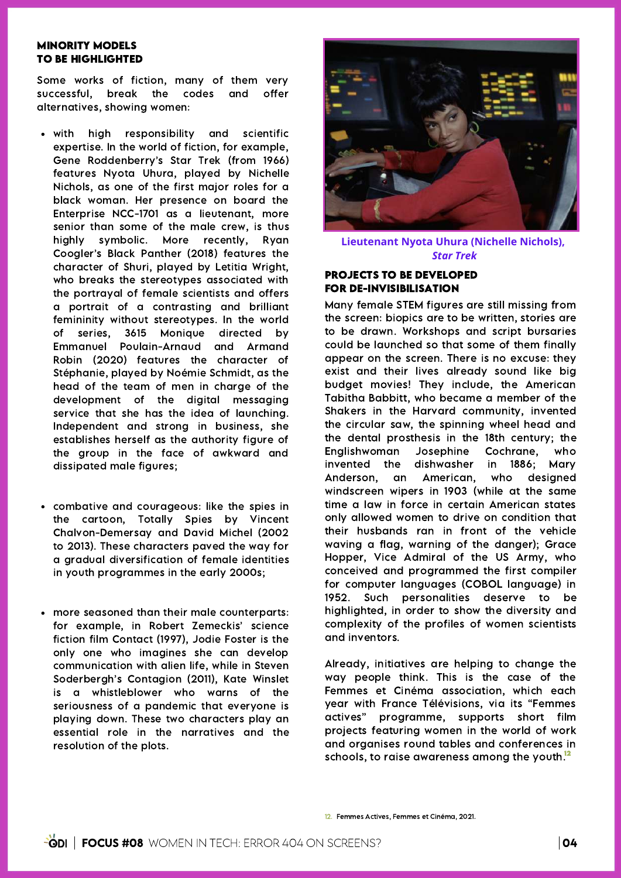## MINORITY MODELS TO BE HIGHLIGHTED

Some works of fiction, many of them very successful, break the codes and offer alternatives, showing women:

- with high responsibility and scientific expertise. In the world of fiction, for example, Gene Roddenberry's Star Trek (from 1966) features Nyota Uhura, played by Nichelle Nichols, as one of the first major roles for a black woman. Her presence on board the Enterprise NCC-1701 as a lieutenant, more senior than some of the male crew, is thus highly symbolic. More recently, Ryan Coogler's Black Panther (2018) features the character of Shuri, played by Letitia Wright, who breaks the stereotypes associated with the portrayal of female scientists and offers a portrait of a contrasting and brilliant femininity without stereotypes. In the world of series, 3615 Monique directed by Emmanuel Poulain-Arnaud and Armand Robin (2020) features the character of Stéphanie, played by Noémie Schmidt, as the head of the team of men in charge of the development of the digital messaging service that she has the idea of launching. Independent and strong in business, she establishes herself as the authority figure of the group in the face of awkward and dissipated male figures;

- combative and courageous: like the spies in the cartoon, Totally Spies by Vincent Chalvon-Demersay and David Michel (2002 to 2013). These characters paved the way for a gradual diversification of female identities in youth programmes in the early 2000s;

- more seasoned than their male counterparts: for example, in Robert Zemeckis' science fiction film Contact (1997), Jodie Foster is the only one who imagines she can develop communication with alien life, while in Steven Soderbergh's Contagion (2011), Kate Winslet is a whistleblower who warns of the seriousness of a pandemic that everyone is playing down. These two characters play an essential role in the narratives and the resolution of the plots.

**Lieutenant Nyota Uhura (Nichelle Nichols), *Star Trek***

## PROJECTS TO BE DEVELOPED FOR DE-INVISIBILISATION

Many female STEM figures are still missing from the screen: biopics are to be written, stories are to be drawn. Workshops and script bursaries could be launched so that some of them finally appear on the screen. There is no excuse: they exist and their lives already sound like big budget movies! They include, the American Tabitha Babbitt, who became a member of the Shakers in the Harvard community, invented the circular saw, the spinning wheel head and the dental prosthesis in the 18th century; the Englishwoman Josephine Cochrane, who invented the dishwasher in 1886; Mary Anderson, an American, who designed windscreen wipers in 1903 (while at the same time a law in force in certain American states only allowed women to drive on condition that their husbands ran in front of the vehicle waving a flag, warning of the danger); Grace Hopper, Vice Admiral of the US Army, who conceived and programmed the first compiler for computer languages (COBOL language) in 1952. Such personalities deserve to be highlighted, in order to show the diversity and complexity of the profiles of women scientists and inventors.

Already, initiatives are helping to change the way people think. This is the case of the Femmes et Cinéma association, which each year with France Télévisions, via its "Femmes actives" programme, supports short film projects featuring women in the world of work and organises round tables and conferences in schools, to raise awareness among the youth.[12]

12. Femmes Actives, Femmes et Cinéma, 2021.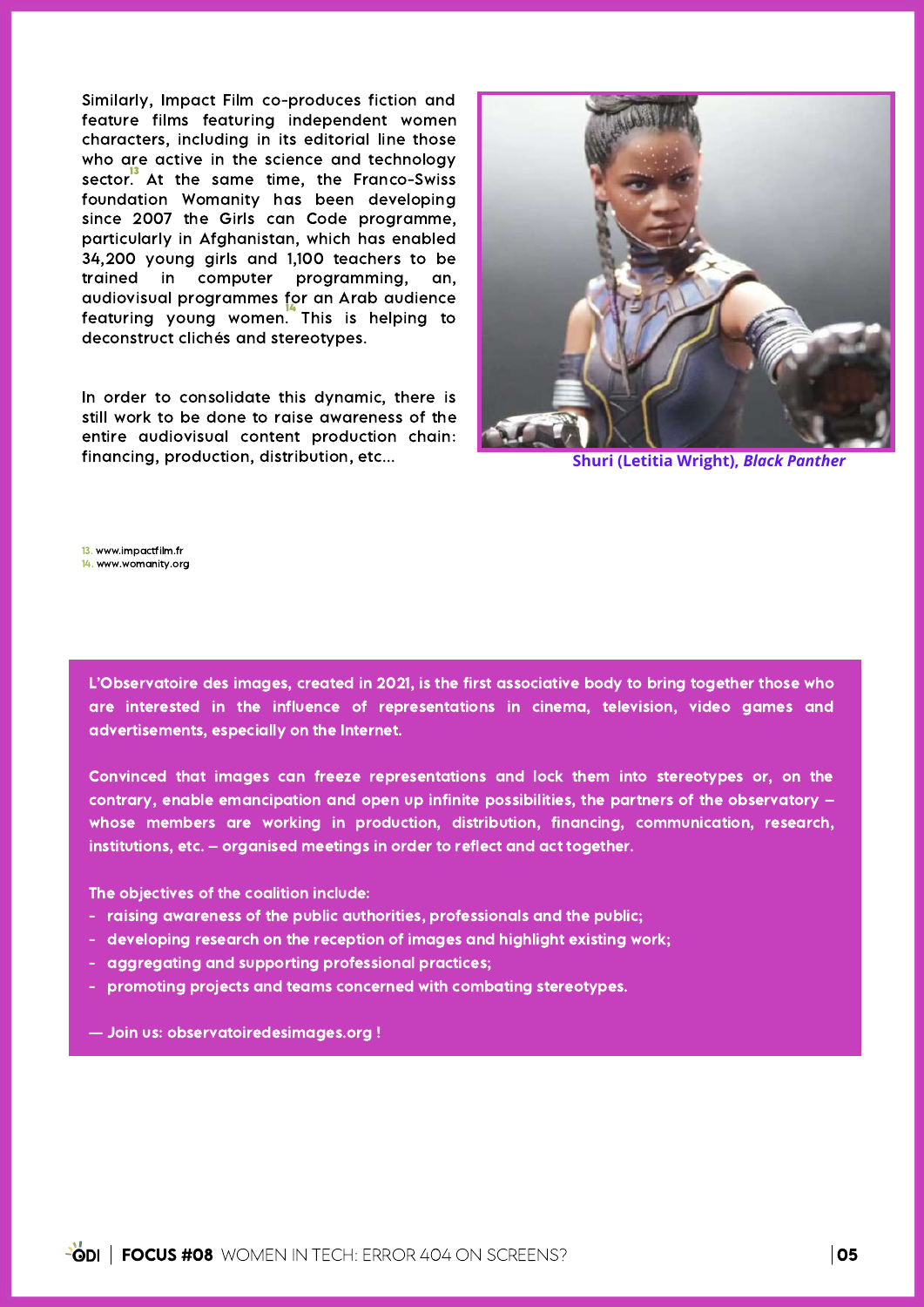Similarly, Impact Film co-produces fiction and feature films featuring independent women characters, including in its editorial line those who are active in the science and technology sector.[13] At the same time, the Franco-Swiss foundation Womanity has been developing since 2007 the Girls can Code programme, particularly in Afghanistan, which has enabled 34,200 young girls and 1,100 teachers to be trained in computer programming, an, audiovisual programmes for an Arab audience featuring young women.[14] This is helping to deconstruct clichés and stereotypes.

In order to consolidate this dynamic, there is still work to be done to raise awareness of the entire audiovisual content production chain: financing, production, distribution, etc...

**Shuri (Letitia Wright),** ***Black Panther***

13. www.impactfilm.fr
14. www.womanity.org

**L'Observatoire des images, created in 2021, is the first associative body to bring together those who are interested in the influence of representations in cinema, television, video games and advertisements, especially on the Internet.**

**Convinced that images can freeze representations and lock them into stereotypes or, on the contrary, enable emancipation and open up infinite possibilities, the partners of the observatory – whose members are working in production, distribution, financing, communication, research, institutions, etc. – organised meetings in order to reflect and act together.**

**The objectives of the coalition include:**

- **raising awareness of the public authorities, professionals and the public;**
- **developing research on the reception of images and highlight existing work;**
- **aggregating and supporting professional practices;**
- **promoting projects and teams concerned with combating stereotypes.**

**— Join us: observatoiredesimages.org !**